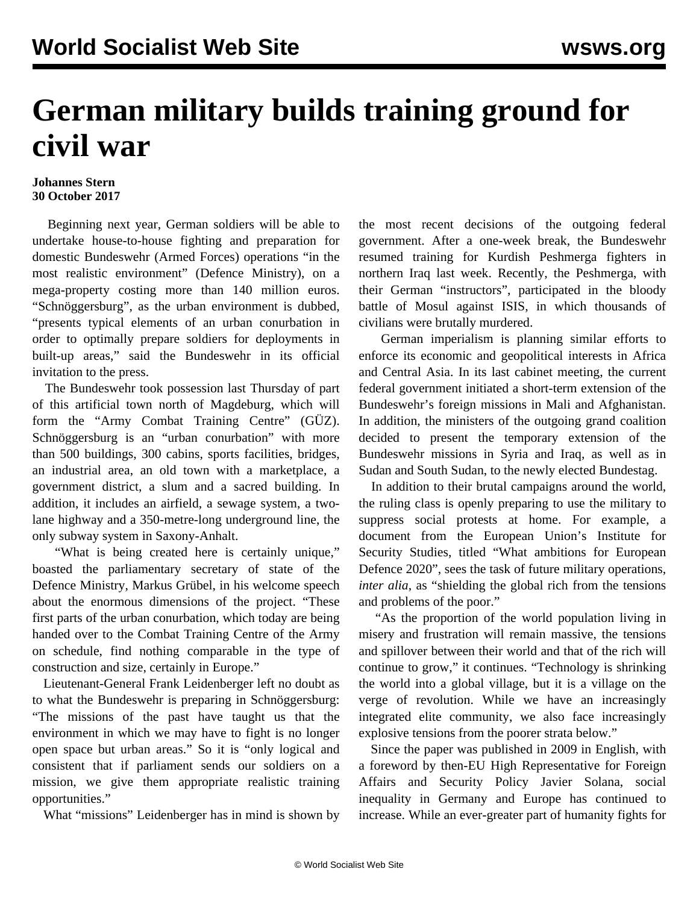# German military builds training ground for civil war

**Johannes Stern**
**30 October 2017**

Beginning next year, German soldiers will be able to undertake house-to-house fighting and preparation for domestic Bundeswehr (Armed Forces) operations "in the most realistic environment" (Defence Ministry), on a mega-property costing more than 140 million euros. "Schnöggersburg", as the urban environment is dubbed, "presents typical elements of an urban conurbation in order to optimally prepare soldiers for deployments in built-up areas," said the Bundeswehr in its official invitation to the press.

The Bundeswehr took possession last Thursday of part of this artificial town north of Magdeburg, which will form the "Army Combat Training Centre" (GÜZ). Schnöggersburg is an "urban conurbation" with more than 500 buildings, 300 cabins, sports facilities, bridges, an industrial area, an old town with a marketplace, a government district, a slum and a sacred building. In addition, it includes an airfield, a sewage system, a two-lane highway and a 350-metre-long underground line, the only subway system in Saxony-Anhalt.

"What is being created here is certainly unique," boasted the parliamentary secretary of state of the Defence Ministry, Markus Grübel, in his welcome speech about the enormous dimensions of the project. "These first parts of the urban conurbation, which today are being handed over to the Combat Training Centre of the Army on schedule, find nothing comparable in the type of construction and size, certainly in Europe."

Lieutenant-General Frank Leidenberger left no doubt as to what the Bundeswehr is preparing in Schnöggersburg: "The missions of the past have taught us that the environment in which we may have to fight is no longer open space but urban areas." So it is "only logical and consistent that if parliament sends our soldiers on a mission, we give them appropriate realistic training opportunities."

What "missions" Leidenberger has in mind is shown by the most recent decisions of the outgoing federal government. After a one-week break, the Bundeswehr resumed training for Kurdish Peshmerga fighters in northern Iraq last week. Recently, the Peshmerga, with their German "instructors", participated in the bloody battle of Mosul against ISIS, in which thousands of civilians were brutally murdered.

German imperialism is planning similar efforts to enforce its economic and geopolitical interests in Africa and Central Asia. In its last cabinet meeting, the current federal government initiated a short-term extension of the Bundeswehr's foreign missions in Mali and Afghanistan. In addition, the ministers of the outgoing grand coalition decided to present the temporary extension of the Bundeswehr missions in Syria and Iraq, as well as in Sudan and South Sudan, to the newly elected Bundestag.

In addition to their brutal campaigns around the world, the ruling class is openly preparing to use the military to suppress social protests at home. For example, a document from the European Union's Institute for Security Studies, titled "What ambitions for European Defence 2020", sees the task of future military operations, *inter alia*, as "shielding the global rich from the tensions and problems of the poor."

"As the proportion of the world population living in misery and frustration will remain massive, the tensions and spillover between their world and that of the rich will continue to grow," it continues. "Technology is shrinking the world into a global village, but it is a village on the verge of revolution. While we have an increasingly integrated elite community, we also face increasingly explosive tensions from the poorer strata below."

Since the paper was published in 2009 in English, with a foreword by then-EU High Representative for Foreign Affairs and Security Policy Javier Solana, social inequality in Germany and Europe has continued to increase. While an ever-greater part of humanity fights for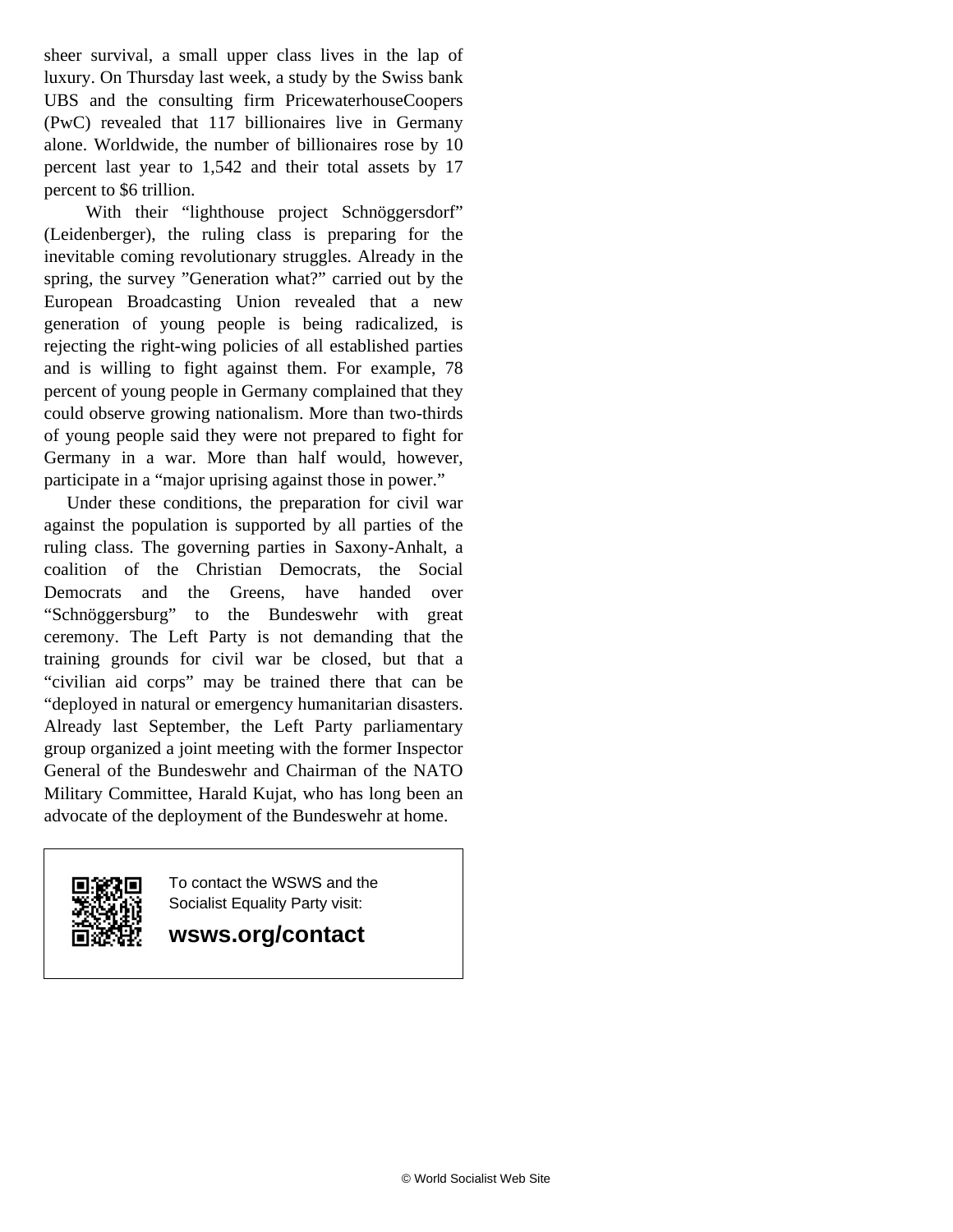sheer survival, a small upper class lives in the lap of luxury. On Thursday last week, a study by the Swiss bank UBS and the consulting firm PricewaterhouseCoopers (PwC) revealed that 117 billionaires live in Germany alone. Worldwide, the number of billionaires rose by 10 percent last year to 1,542 and their total assets by 17 percent to $6 trillion.

With their "lighthouse project Schnöggersdorf" (Leidenberger), the ruling class is preparing for the inevitable coming revolutionary struggles. Already in the spring, the survey "Generation what?" carried out by the European Broadcasting Union revealed that a new generation of young people is being radicalized, is rejecting the right-wing policies of all established parties and is willing to fight against them. For example, 78 percent of young people in Germany complained that they could observe growing nationalism. More than two-thirds of young people said they were not prepared to fight for Germany in a war. More than half would, however, participate in a "major uprising against those in power."

Under these conditions, the preparation for civil war against the population is supported by all parties of the ruling class. The governing parties in Saxony-Anhalt, a coalition of the Christian Democrats, the Social Democrats and the Greens, have handed over "Schnöggersburg" to the Bundeswehr with great ceremony. The Left Party is not demanding that the training grounds for civil war be closed, but that a "civilian aid corps" may be trained there that can be "deployed in natural or emergency humanitarian disasters. Already last September, the Left Party parliamentary group organized a joint meeting with the former Inspector General of the Bundeswehr and Chairman of the NATO Military Committee, Harald Kujat, who has long been an advocate of the deployment of the Bundeswehr at home.

To contact the WSWS and the Socialist Equality Party visit:

**wsws.org/contact**